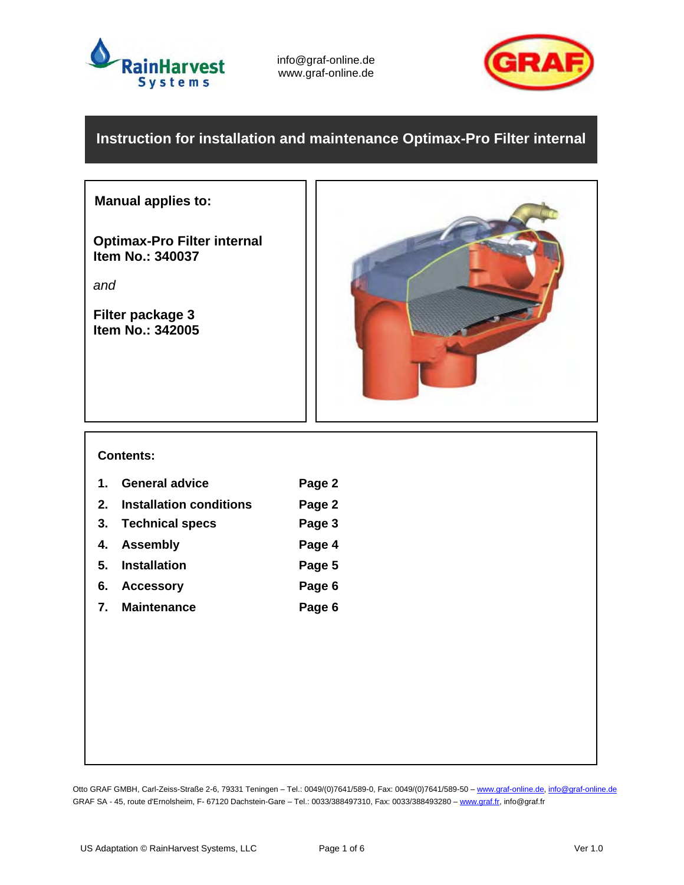info@graf-online.de
www.graf-online.de

# Instruction for installation and maintenance Optimax-Pro Filter internal

**Manual applies to:**

**Optimax-Pro Filter internal**
**Item No.: 340037**

*and*

**Filter package 3**
**Item No.: 342005**

**Contents:**

| | | |
|---|---|---|
| **1.** | **General advice** | **Page 2** |
| **2.** | **Installation conditions** | **Page 2** |
| **3.** | **Technical specs** | **Page 3** |
| **4.** | **Assembly** | **Page 4** |
| **5.** | **Installation** | **Page 5** |
| **6.** | **Accessory** | **Page 6** |
| **7.** | **Maintenance** | **Page 6** |

Otto GRAF GMBH, Carl-Zeiss-Straße 2-6, 79331 Teningen – Tel.: 0049/(0)7641/589-0, Fax: 0049/(0)7641/589-50 – www.graf-online.de, info@graf-online.de
GRAF SA - 45, route d'Ernolsheim, F- 67120 Dachstein-Gare – Tel.: 0033/388497310, Fax: 0033/388493280 – www.graf.fr, info@graf.fr

US Adaptation © RainHarvest Systems, LLC — Ver 1.0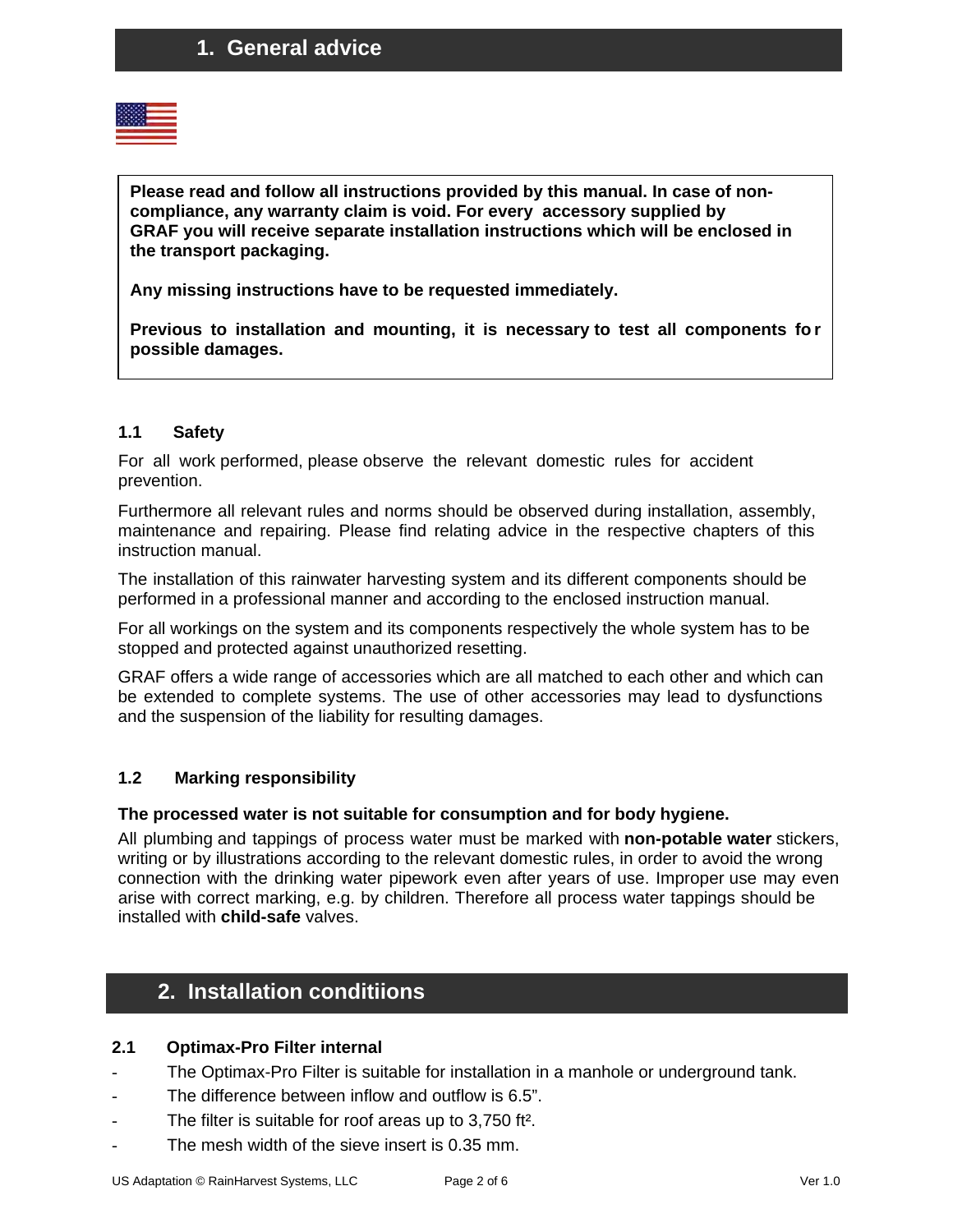# 1. General advice

**Please read and follow all instructions provided by this manual. In case of non-compliance, any warranty claim is void. For every accessory supplied by GRAF you will receive separate installation instructions which will be enclosed in the transport packaging.**

**Any missing instructions have to be requested immediately.**

**Previous to installation and mounting, it is necessary to test all components for possible damages.**

## 1.1 Safety

For all work performed, please observe the relevant domestic rules for accident prevention.

Furthermore all relevant rules and norms should be observed during installation, assembly, maintenance and repairing. Please find relating advice in the respective chapters of this instruction manual.

The installation of this rainwater harvesting system and its different components should be performed in a professional manner and according to the enclosed instruction manual.

For all workings on the system and its components respectively the whole system has to be stopped and protected against unauthorized resetting.

GRAF offers a wide range of accessories which are all matched to each other and which can be extended to complete systems. The use of other accessories may lead to dysfunctions and the suspension of the liability for resulting damages.

## 1.2 Marking responsibility

**The processed water is not suitable for consumption and for body hygiene.**

All plumbing and tappings of process water must be marked with **non-potable water** stickers, writing or by illustrations according to the relevant domestic rules, in order to avoid the wrong connection with the drinking water pipework even after years of use. Improper use may even arise with correct marking, e.g. by children. Therefore all process water tappings should be installed with **child-safe** valves.

# 2. Installation conditiions

## 2.1 Optimax-Pro Filter internal

- The Optimax-Pro Filter is suitable for installation in a manhole or underground tank.
- The difference between inflow and outflow is 6.5”.
- The filter is suitable for roof areas up to 3,750 ft².
- The mesh width of the sieve insert is 0.35 mm.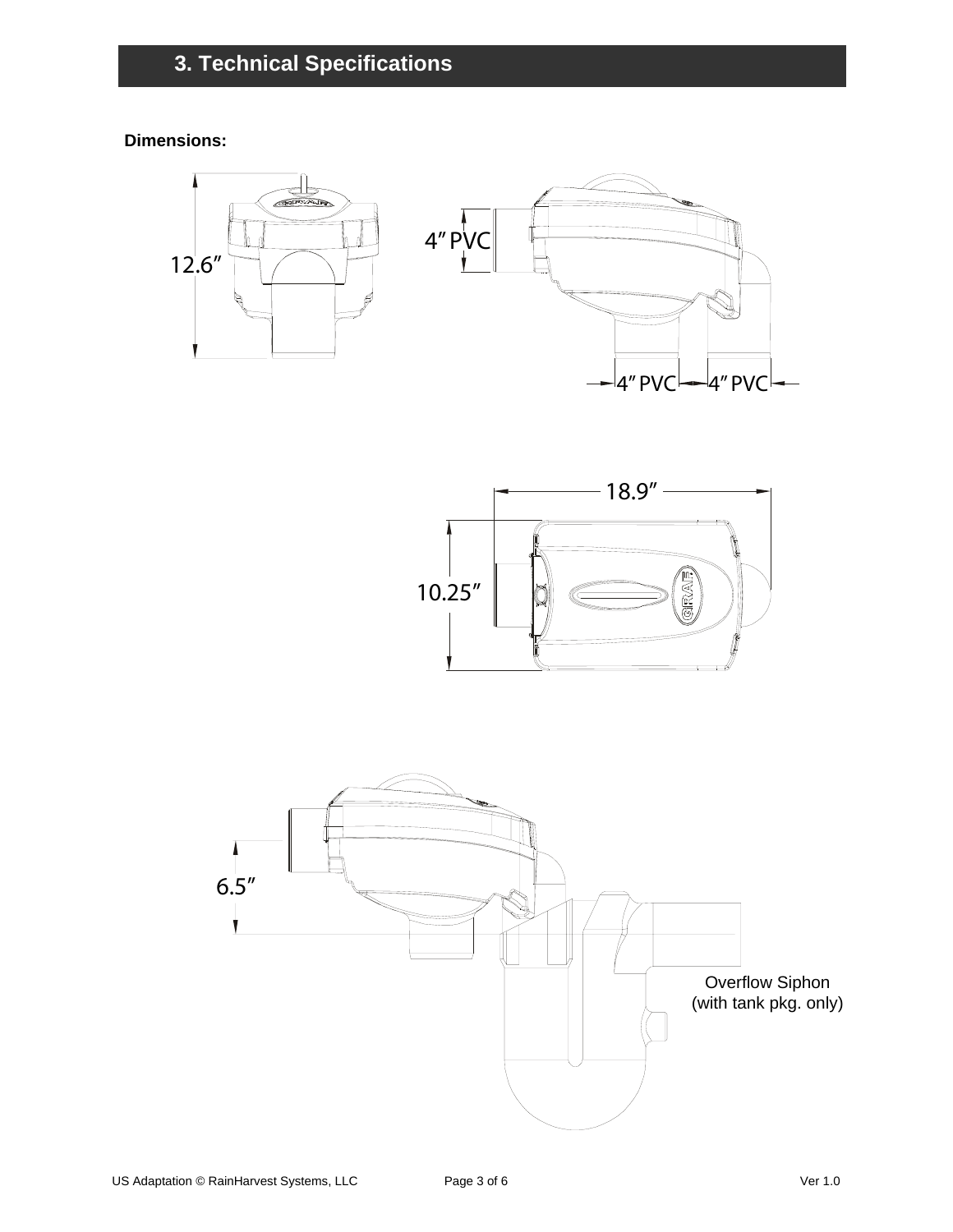## 3. Technical Specifications

**Dimensions:**

12.6″

4″ PVC

4″ PVC 4″ PVC

18.9″

10.25″

6.5″

Overflow Siphon
(with tank pkg. only)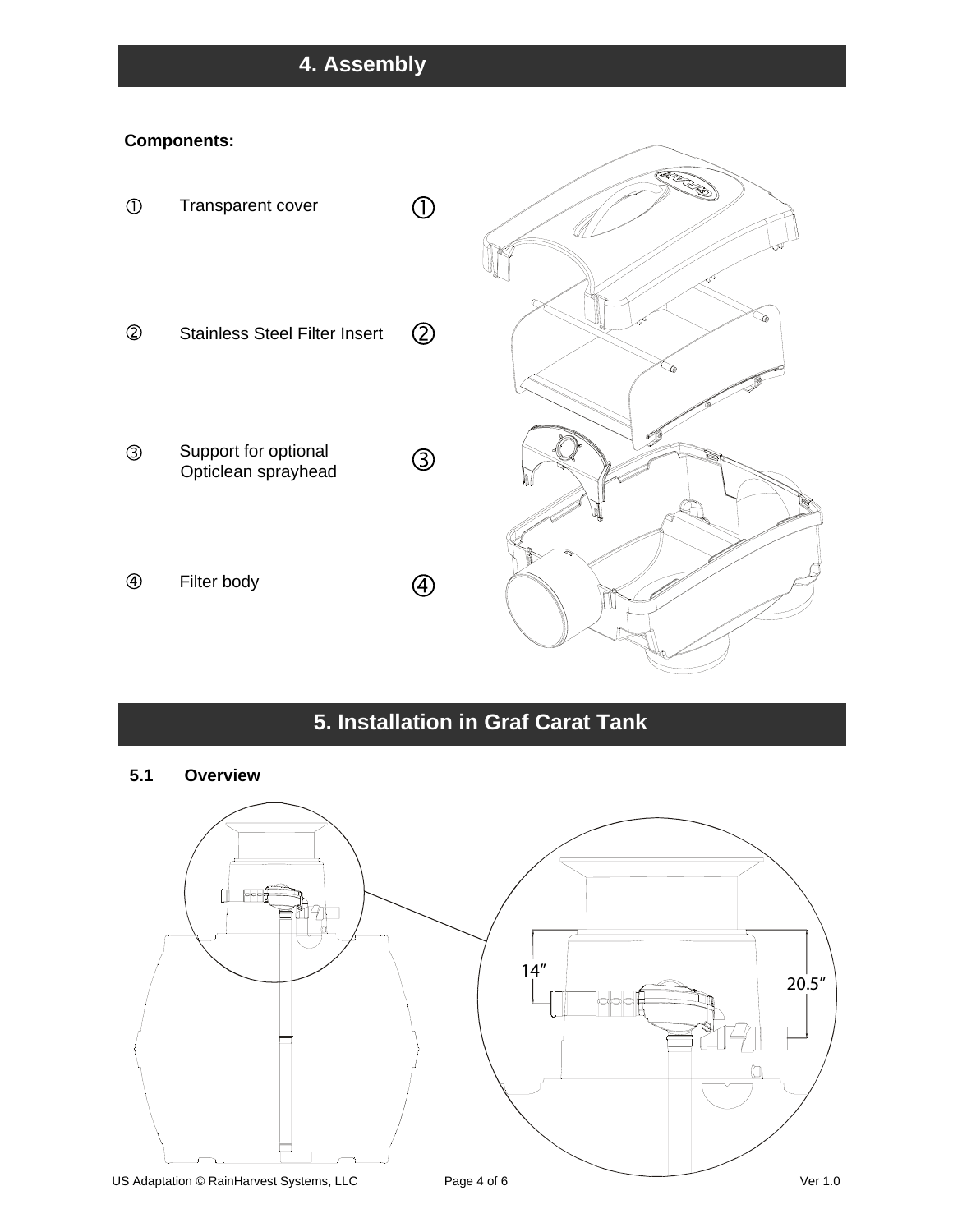# 4. Assembly

**Components:**

① Transparent cover

② Stainless Steel Filter Insert

③ Support for optional Opticlean sprayhead

④ Filter body

# 5. Installation in Graf Carat Tank

## 5.1 Overview

14″

20.5″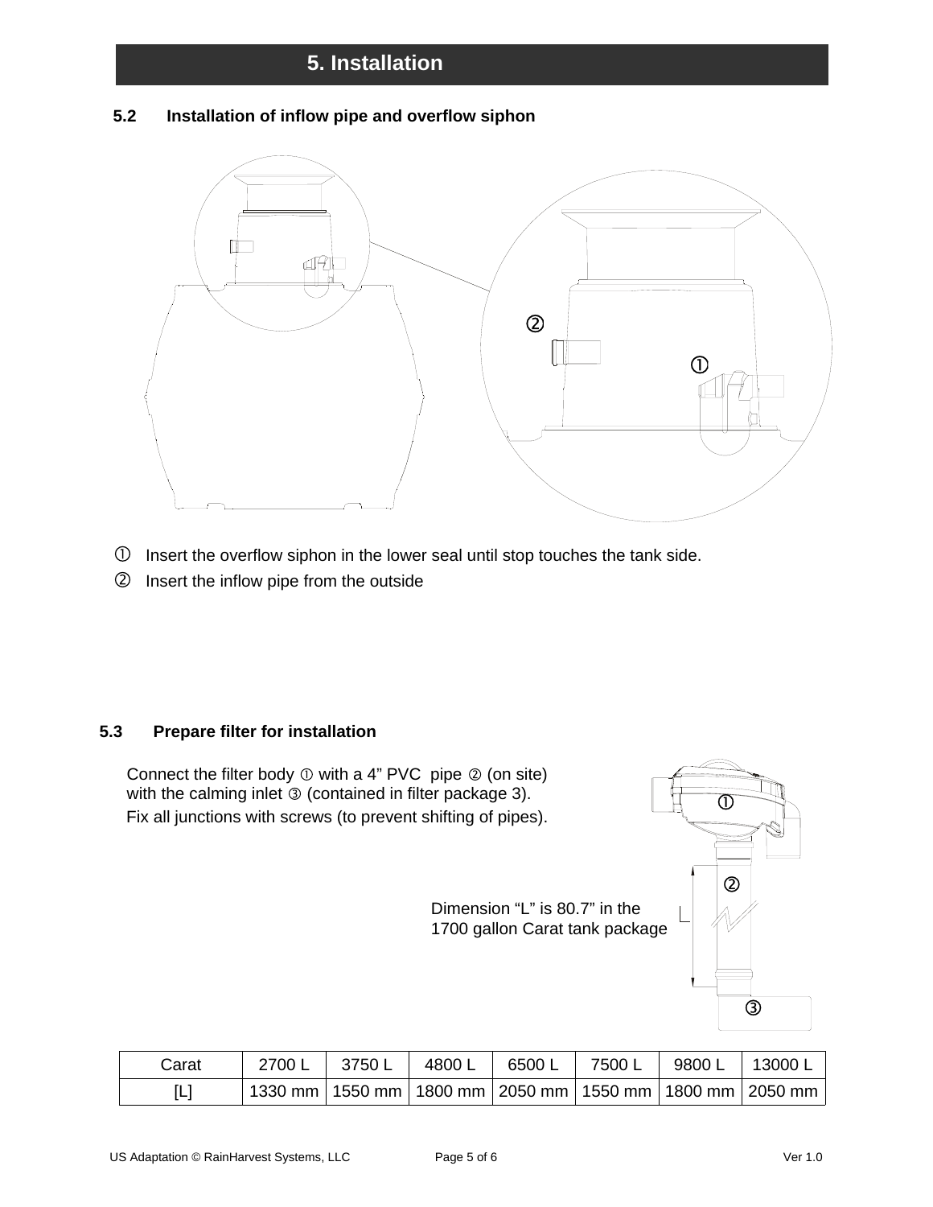# 5. Installation

### 5.2 Installation of inflow pipe and overflow siphon

① Insert the overflow siphon in the lower seal until stop touches the tank side.

② Insert the inflow pipe from the outside

### 5.3 Prepare filter for installation

Connect the filter body ① with a 4" PVC pipe ② (on site) with the calming inlet ③ (contained in filter package 3).

Fix all junctions with screws (to prevent shifting of pipes).

Dimension "L" is 80.7" in the 1700 gallon Carat tank package

| Carat | 2700 L | 3750 L | 4800 L | 6500 L | 7500 L | 9800 L | 13000 L |
|---|---|---|---|---|---|---|---|
| [L] | 1330 mm | 1550 mm | 1800 mm | 2050 mm | 1550 mm | 1800 mm | 2050 mm |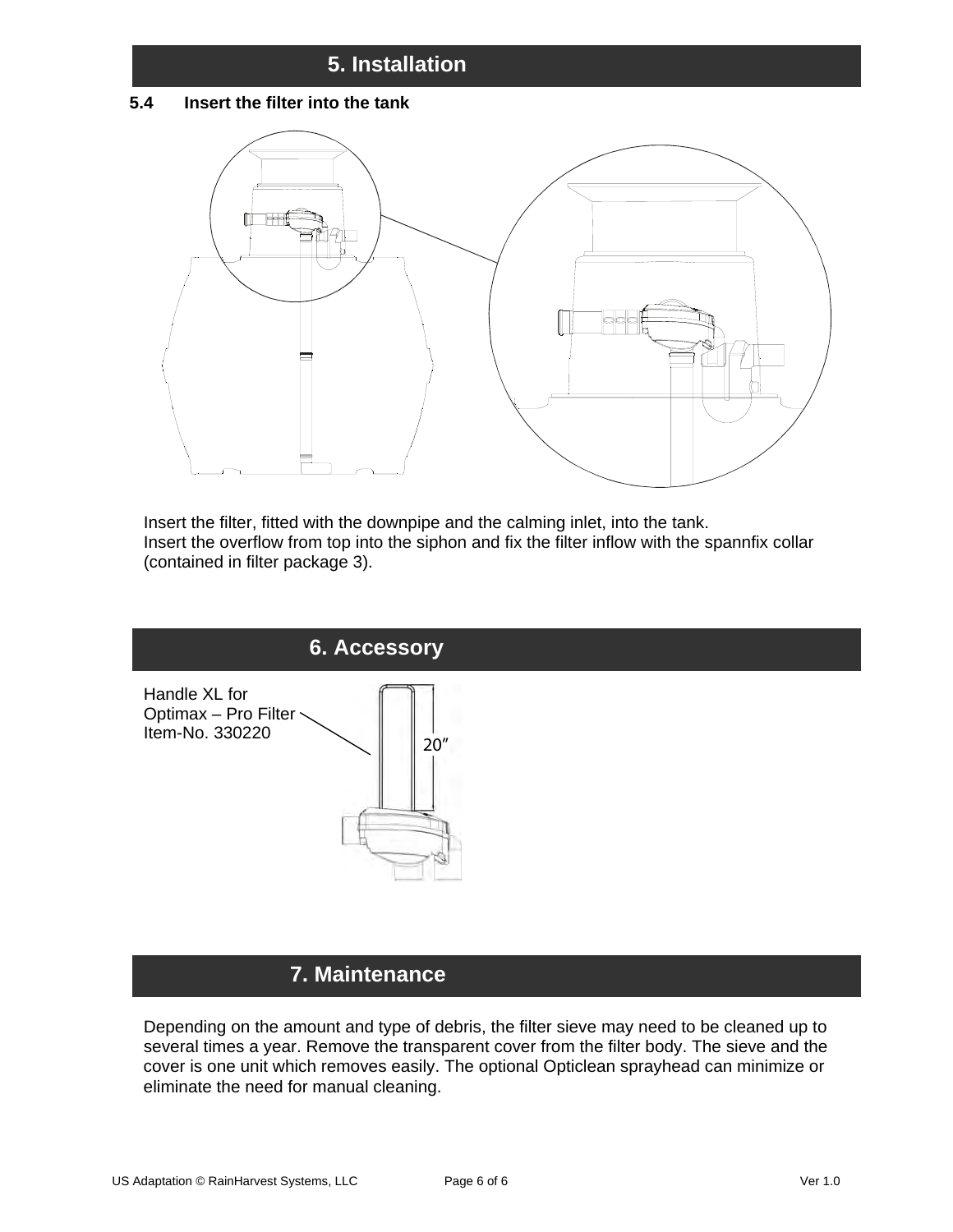# 5. Installation

## 5.4 Insert the filter into the tank

Insert the filter, fitted with the downpipe and the calming inlet, into the tank.
Insert the overflow from top into the siphon and fix the filter inflow with the spannfix collar (contained in filter package 3).

# 6. Accessory

Handle XL for
Optimax – Pro Filter
Item-No. 330220

20″

# 7. Maintenance

Depending on the amount and type of debris, the filter sieve may need to be cleaned up to several times a year. Remove the transparent cover from the filter body. The sieve and the cover is one unit which removes easily. The optional Opticlean sprayhead can minimize or eliminate the need for manual cleaning.